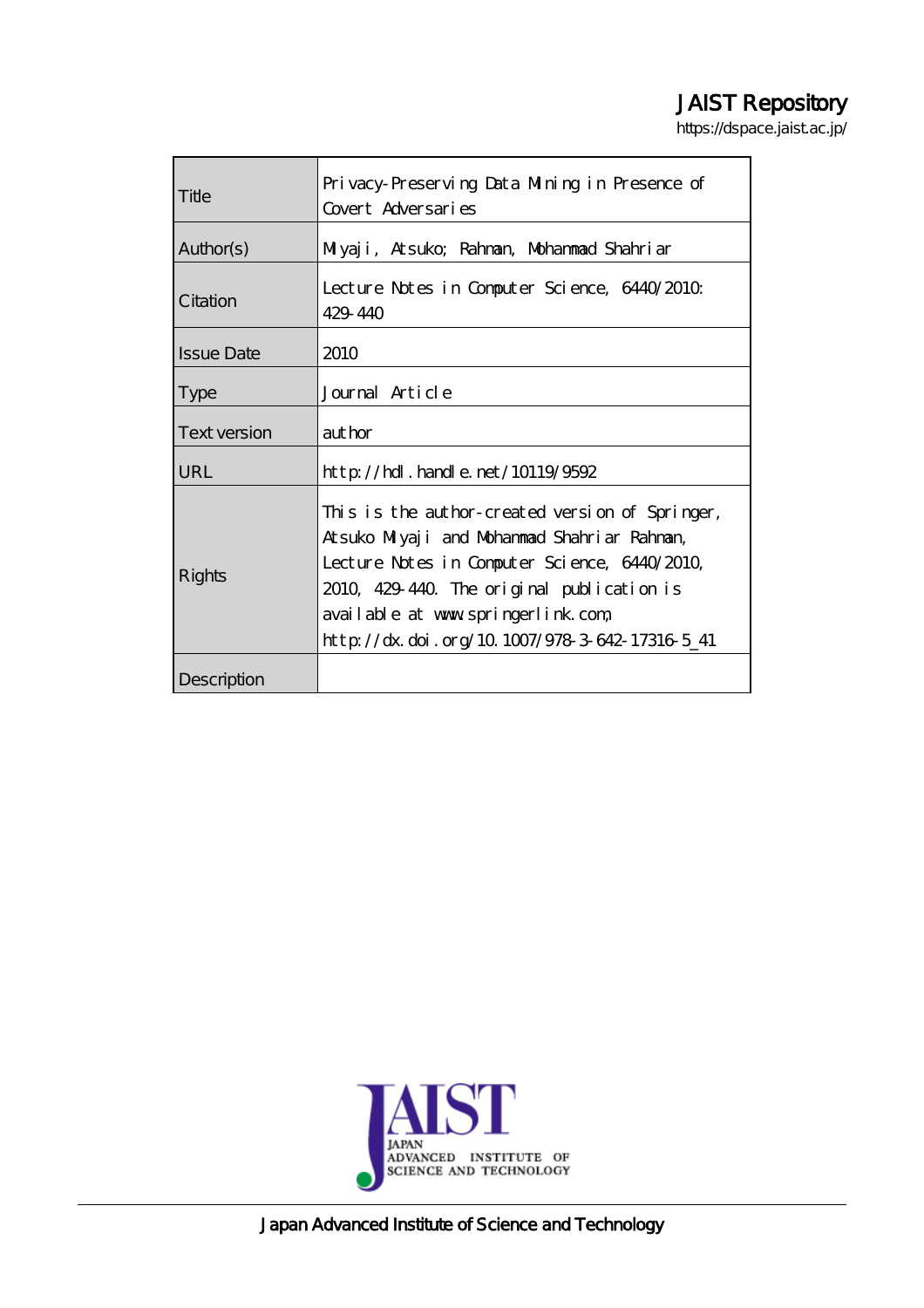# JAIST Repository

https://dspace.jaist.ac.jp/

| | |
|---|---|
| Title | Privacy-Preserving Data Mining in Presence of Covert Adversaries |
| Author(s) | Miyaji, Atsuko; Rahman, Mohammad Shahriar |
| Citation | Lecture Notes in Computer Science, 6440/2010: 429-440 |
| Issue Date | 2010 |
| Type | Journal Article |
| Text version | author |
| URL | http://hdl.handle.net/10119/9592 |
| Rights | This is the author-created version of Springer, Atsuko Miyaji and Mohammad Shahriar Rahman, Lecture Notes in Computer Science, 6440/2010, 2010, 429-440. The original publication is available at www.springerlink.com, http://dx.doi.org/10.1007/978-3-642-17316-5_41 |
| Description | |

Japan Advanced Institute of Science and Technology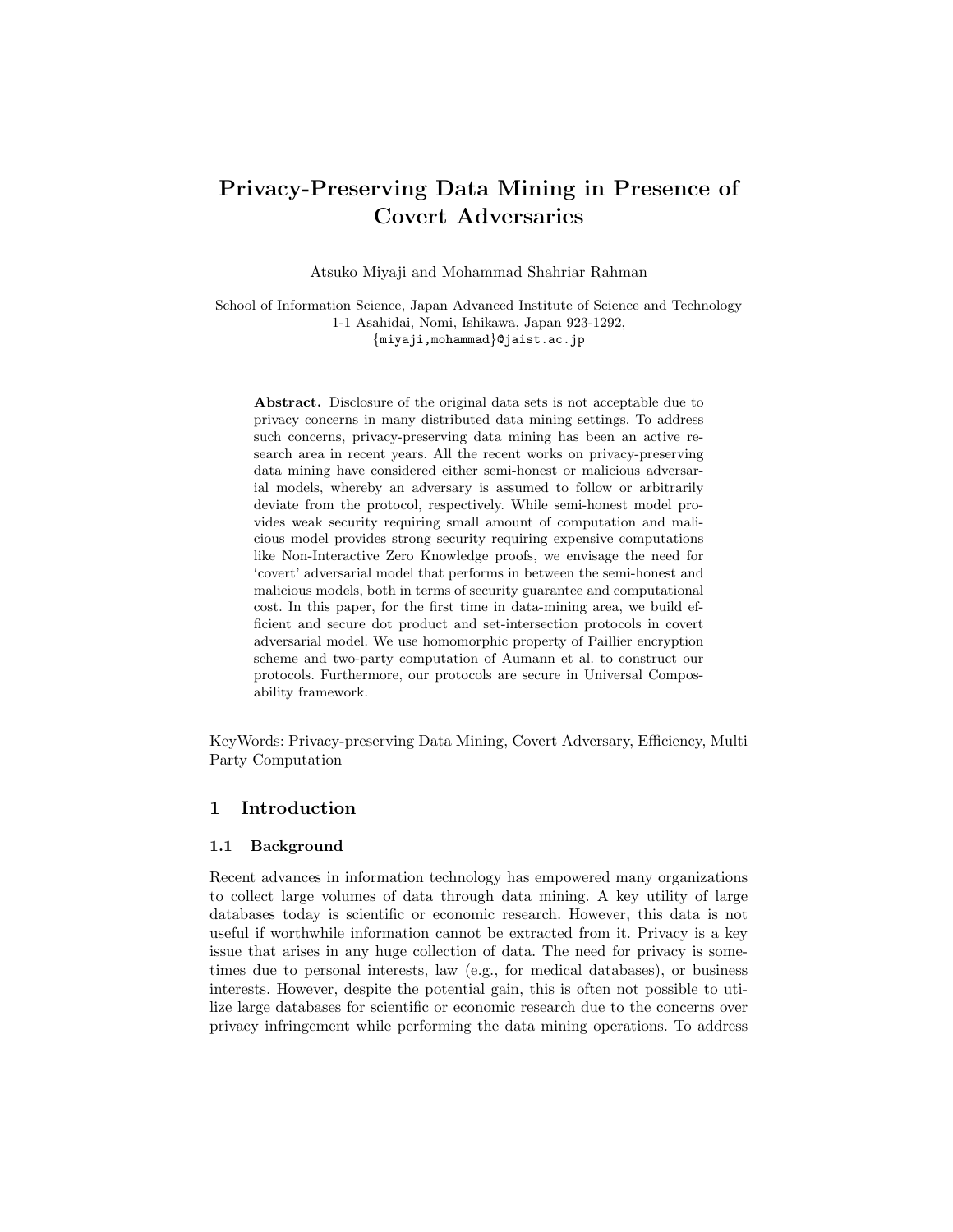# Privacy-Preserving Data Mining in Presence of Covert Adversaries

Atsuko Miyaji and Mohammad Shahriar Rahman

School of Information Science, Japan Advanced Institute of Science and Technology
1-1 Asahidai, Nomi, Ishikawa, Japan 923-1292,
{miyaji,mohammad}@jaist.ac.jp

**Abstract.** Disclosure of the original data sets is not acceptable due to privacy concerns in many distributed data mining settings. To address such concerns, privacy-preserving data mining has been an active research area in recent years. All the recent works on privacy-preserving data mining have considered either semi-honest or malicious adversarial models, whereby an adversary is assumed to follow or arbitrarily deviate from the protocol, respectively. While semi-honest model provides weak security requiring small amount of computation and malicious model provides strong security requiring expensive computations like Non-Interactive Zero Knowledge proofs, we envisage the need for 'covert' adversarial model that performs in between the semi-honest and malicious models, both in terms of security guarantee and computational cost. In this paper, for the first time in data-mining area, we build efficient and secure dot product and set-intersection protocols in covert adversarial model. We use homomorphic property of Paillier encryption scheme and two-party computation of Aumann et al. to construct our protocols. Furthermore, our protocols are secure in Universal Composability framework.

KeyWords: Privacy-preserving Data Mining, Covert Adversary, Efficiency, Multi Party Computation

## 1 Introduction

### 1.1 Background

Recent advances in information technology has empowered many organizations to collect large volumes of data through data mining. A key utility of large databases today is scientific or economic research. However, this data is not useful if worthwhile information cannot be extracted from it. Privacy is a key issue that arises in any huge collection of data. The need for privacy is sometimes due to personal interests, law (e.g., for medical databases), or business interests. However, despite the potential gain, this is often not possible to utilize large databases for scientific or economic research due to the concerns over privacy infringement while performing the data mining operations. To address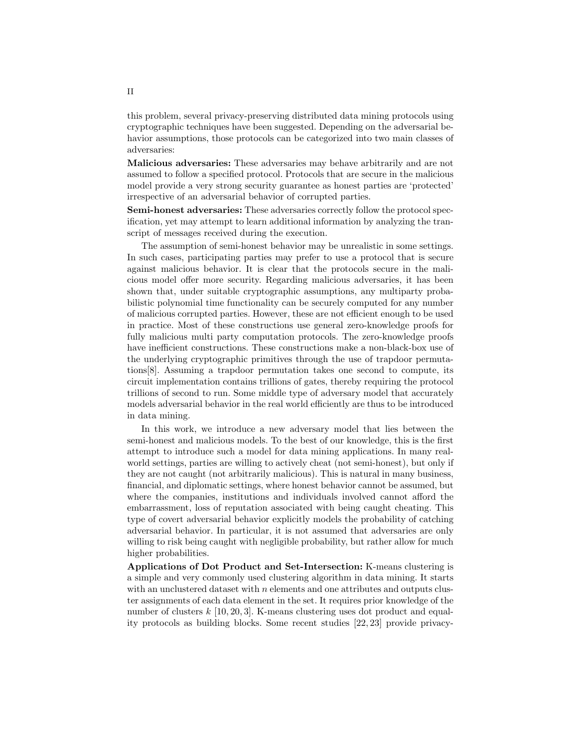this problem, several privacy-preserving distributed data mining protocols using cryptographic techniques have been suggested. Depending on the adversarial behavior assumptions, those protocols can be categorized into two main classes of adversaries:

**Malicious adversaries:** These adversaries may behave arbitrarily and are not assumed to follow a specified protocol. Protocols that are secure in the malicious model provide a very strong security guarantee as honest parties are 'protected' irrespective of an adversarial behavior of corrupted parties.

**Semi-honest adversaries:** These adversaries correctly follow the protocol specification, yet may attempt to learn additional information by analyzing the transcript of messages received during the execution.

The assumption of semi-honest behavior may be unrealistic in some settings. In such cases, participating parties may prefer to use a protocol that is secure against malicious behavior. It is clear that the protocols secure in the malicious model offer more security. Regarding malicious adversaries, it has been shown that, under suitable cryptographic assumptions, any multiparty probabilistic polynomial time functionality can be securely computed for any number of malicious corrupted parties. However, these are not efficient enough to be used in practice. Most of these constructions use general zero-knowledge proofs for fully malicious multi party computation protocols. The zero-knowledge proofs have inefficient constructions. These constructions make a non-black-box use of the underlying cryptographic primitives through the use of trapdoor permutations[8]. Assuming a trapdoor permutation takes one second to compute, its circuit implementation contains trillions of gates, thereby requiring the protocol trillions of second to run. Some middle type of adversary model that accurately models adversarial behavior in the real world efficiently are thus to be introduced in data mining.

In this work, we introduce a new adversary model that lies between the semi-honest and malicious models. To the best of our knowledge, this is the first attempt to introduce such a model for data mining applications. In many real-world settings, parties are willing to actively cheat (not semi-honest), but only if they are not caught (not arbitrarily malicious). This is natural in many business, financial, and diplomatic settings, where honest behavior cannot be assumed, but where the companies, institutions and individuals involved cannot afford the embarrassment, loss of reputation associated with being caught cheating. This type of covert adversarial behavior explicitly models the probability of catching adversarial behavior. In particular, it is not assumed that adversaries are only willing to risk being caught with negligible probability, but rather allow for much higher probabilities.

**Applications of Dot Product and Set-Intersection:** K-means clustering is a simple and very commonly used clustering algorithm in data mining. It starts with an unclustered dataset with $n$ elements and one attributes and outputs cluster assignments of each data element in the set. It requires prior knowledge of the number of clusters $k$ [10, 20, 3]. K-means clustering uses dot product and equality protocols as building blocks. Some recent studies [22, 23] provide privacy-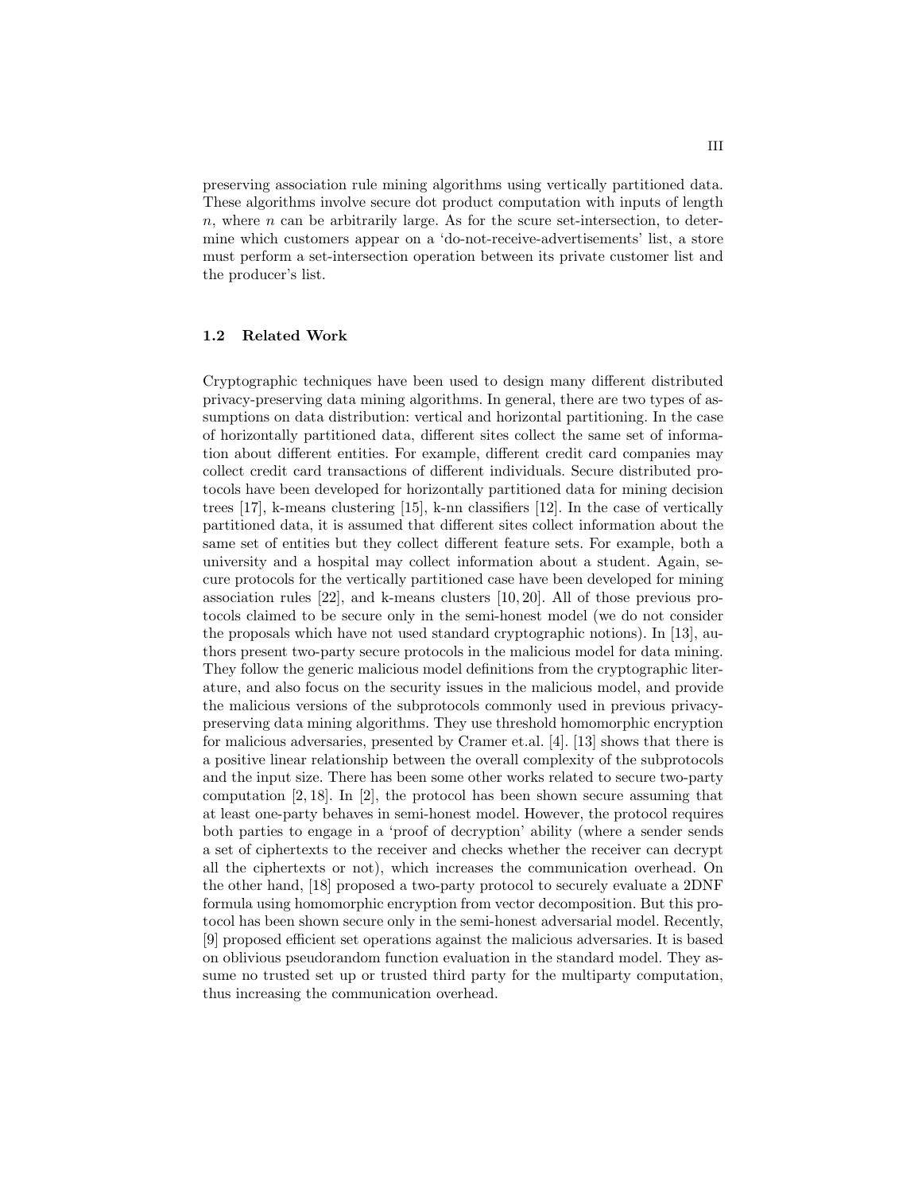preserving association rule mining algorithms using vertically partitioned data. These algorithms involve secure dot product computation with inputs of length $n$, where $n$ can be arbitrarily large. As for the scure set-intersection, to determine which customers appear on a 'do-not-receive-advertisements' list, a store must perform a set-intersection operation between its private customer list and the producer's list.

### 1.2 Related Work

Cryptographic techniques have been used to design many different distributed privacy-preserving data mining algorithms. In general, there are two types of assumptions on data distribution: vertical and horizontal partitioning. In the case of horizontally partitioned data, different sites collect the same set of information about different entities. For example, different credit card companies may collect credit card transactions of different individuals. Secure distributed protocols have been developed for horizontally partitioned data for mining decision trees [17], k-means clustering [15], k-nn classifiers [12]. In the case of vertically partitioned data, it is assumed that different sites collect information about the same set of entities but they collect different feature sets. For example, both a university and a hospital may collect information about a student. Again, secure protocols for the vertically partitioned case have been developed for mining association rules [22], and k-means clusters [10, 20]. All of those previous protocols claimed to be secure only in the semi-honest model (we do not consider the proposals which have not used standard cryptographic notions). In [13], authors present two-party secure protocols in the malicious model for data mining. They follow the generic malicious model definitions from the cryptographic literature, and also focus on the security issues in the malicious model, and provide the malicious versions of the subprotocols commonly used in previous privacy-preserving data mining algorithms. They use threshold homomorphic encryption for malicious adversaries, presented by Cramer et.al. [4]. [13] shows that there is a positive linear relationship between the overall complexity of the subprotocols and the input size. There has been some other works related to secure two-party computation [2, 18]. In [2], the protocol has been shown secure assuming that at least one-party behaves in semi-honest model. However, the protocol requires both parties to engage in a 'proof of decryption' ability (where a sender sends a set of ciphertexts to the receiver and checks whether the receiver can decrypt all the ciphertexts or not), which increases the communication overhead. On the other hand, [18] proposed a two-party protocol to securely evaluate a 2DNF formula using homomorphic encryption from vector decomposition. But this protocol has been shown secure only in the semi-honest adversarial model. Recently, [9] proposed efficient set operations against the malicious adversaries. It is based on oblivious pseudorandom function evaluation in the standard model. They assume no trusted set up or trusted third party for the multiparty computation, thus increasing the communication overhead.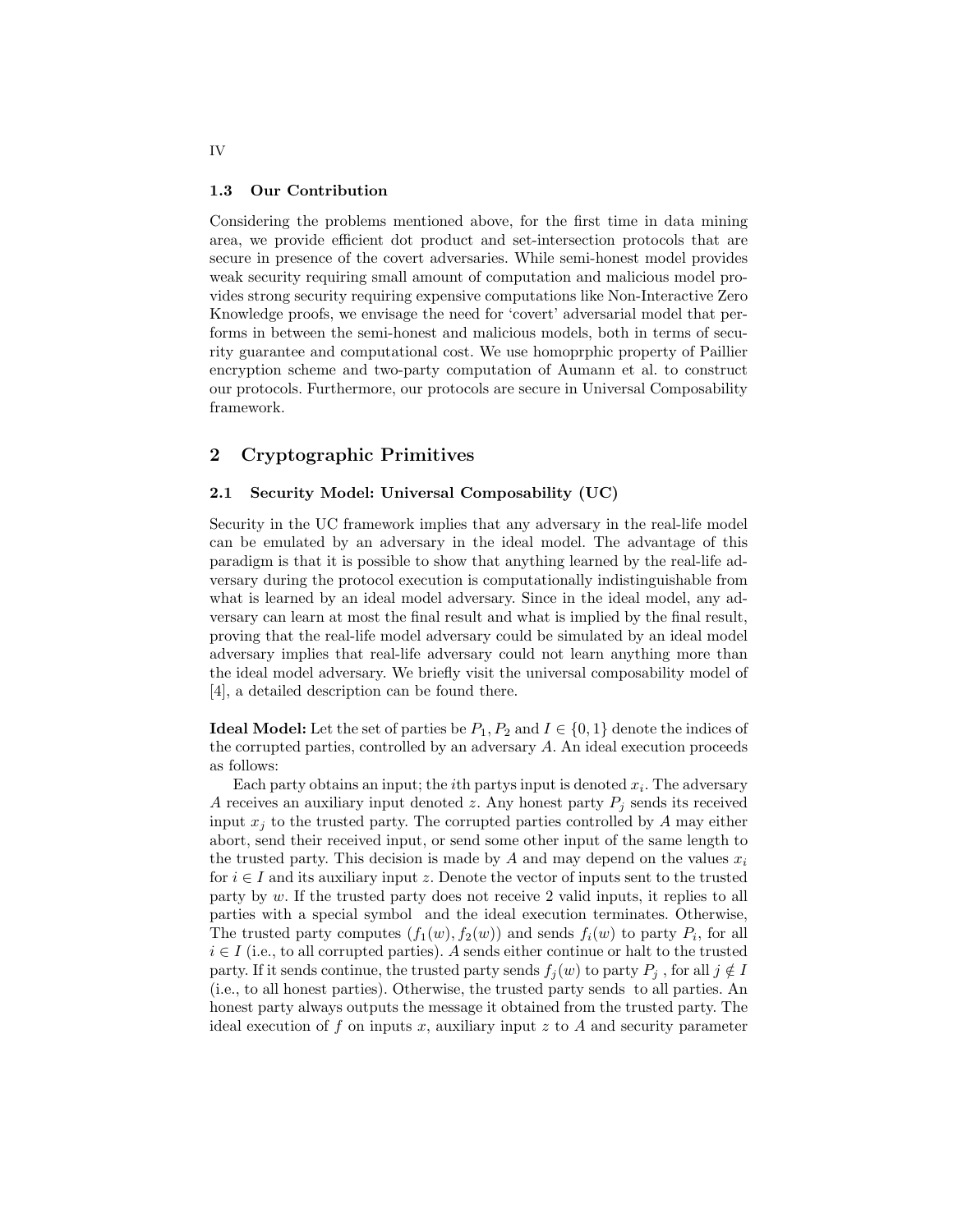### 1.3 Our Contribution

Considering the problems mentioned above, for the first time in data mining area, we provide efficient dot product and set-intersection protocols that are secure in presence of the covert adversaries. While semi-honest model provides weak security requiring small amount of computation and malicious model provides strong security requiring expensive computations like Non-Interactive Zero Knowledge proofs, we envisage the need for 'covert' adversarial model that performs in between the semi-honest and malicious models, both in terms of security guarantee and computational cost. We use homoprphic property of Paillier encryption scheme and two-party computation of Aumann et al. to construct our protocols. Furthermore, our protocols are secure in Universal Composability framework.

## 2 Cryptographic Primitives

### 2.1 Security Model: Universal Composability (UC)

Security in the UC framework implies that any adversary in the real-life model can be emulated by an adversary in the ideal model. The advantage of this paradigm is that it is possible to show that anything learned by the real-life adversary during the protocol execution is computationally indistinguishable from what is learned by an ideal model adversary. Since in the ideal model, any adversary can learn at most the final result and what is implied by the final result, proving that the real-life model adversary could be simulated by an ideal model adversary implies that real-life adversary could not learn anything more than the ideal model adversary. We briefly visit the universal composability model of [4], a detailed description can be found there.

**Ideal Model:** Let the set of parties be $P_1, P_2$ and $I \in \{0, 1\}$ denote the indices of the corrupted parties, controlled by an adversary $A$. An ideal execution proceeds as follows:

Each party obtains an input; the $i$th partys input is denoted $x_i$. The adversary $A$ receives an auxiliary input denoted $z$. Any honest party $P_j$ sends its received input $x_j$ to the trusted party. The corrupted parties controlled by $A$ may either abort, send their received input, or send some other input of the same length to the trusted party. This decision is made by $A$ and may depend on the values $x_i$ for $i \in I$ and its auxiliary input $z$. Denote the vector of inputs sent to the trusted party by $w$. If the trusted party does not receive 2 valid inputs, it replies to all parties with a special symbol and the ideal execution terminates. Otherwise, The trusted party computes $(f_1(w), f_2(w))$ and sends $f_i(w)$ to party $P_i$, for all $i \in I$ (i.e., to all corrupted parties). $A$ sends either continue or halt to the trusted party. If it sends continue, the trusted party sends $f_j(w)$ to party $P_j$ , for all $j \notin I$ (i.e., to all honest parties). Otherwise, the trusted party sends to all parties. An honest party always outputs the message it obtained from the trusted party. The ideal execution of $f$ on inputs $x$, auxiliary input $z$ to $A$ and security parameter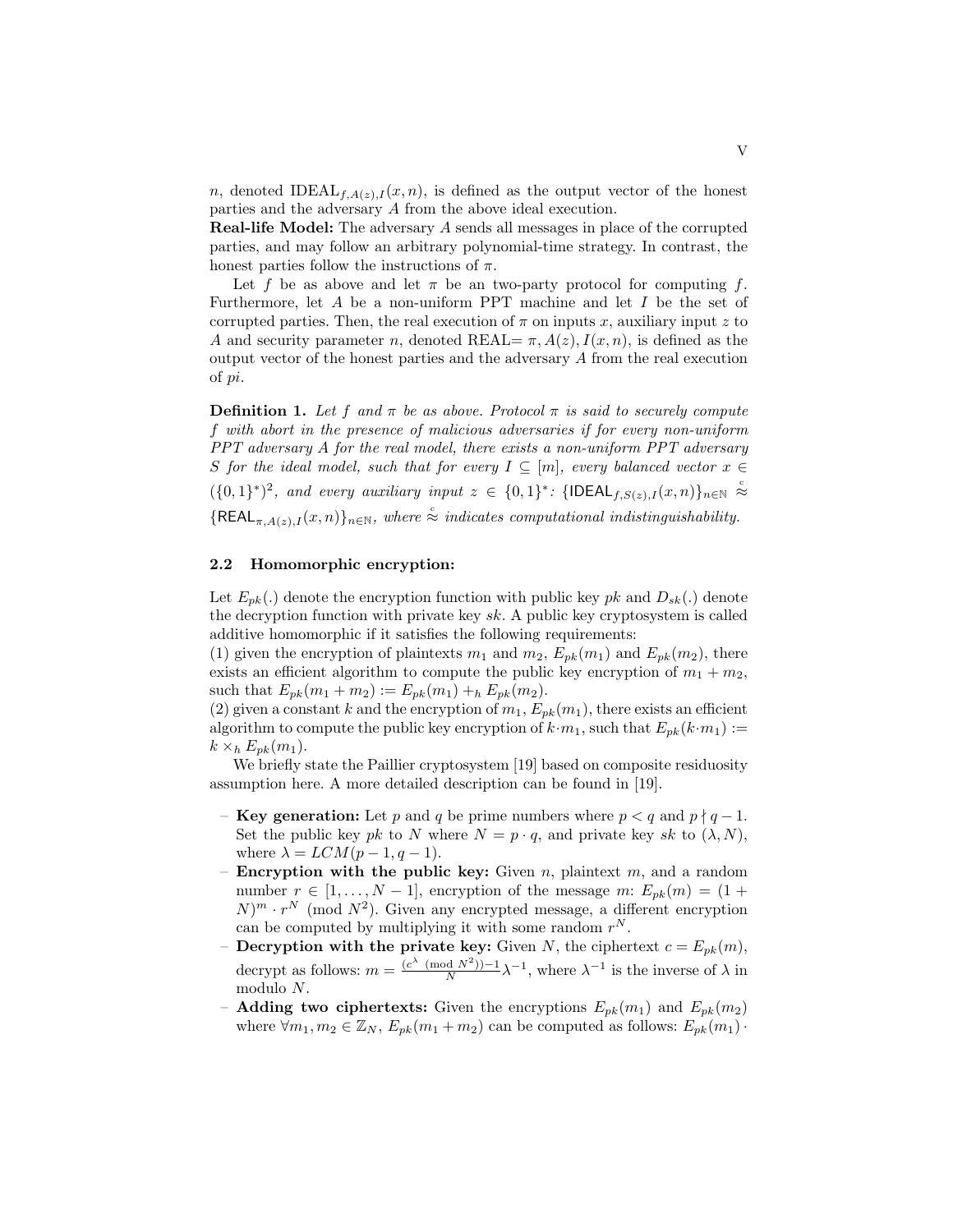$n$, denoted $\mathrm{IDEAL}_{f,A(z),I}(x,n)$, is defined as the output vector of the honest parties and the adversary $A$ from the above ideal execution.

**Real-life Model:** The adversary $A$ sends all messages in place of the corrupted parties, and may follow an arbitrary polynomial-time strategy. In contrast, the honest parties follow the instructions of $\pi$.

Let $f$ be as above and let $\pi$ be an two-party protocol for computing $f$. Furthermore, let $A$ be a non-uniform PPT machine and let $I$ be the set of corrupted parties. Then, the real execution of $\pi$ on inputs $x$, auxiliary input $z$ to $A$ and security parameter $n$, denoted REAL$= \pi, A(z), I(x,n)$, is defined as the output vector of the honest parties and the adversary $A$ from the real execution of *pi*.

**Definition 1.** *Let $f$ and $\pi$ be as above. Protocol $\pi$ is said to securely compute $f$ with abort in the presence of malicious adversaries if for every non-uniform PPT adversary $A$ for the real model, there exists a non-uniform PPT adversary $S$ for the ideal model, such that for every $I \subseteq [m]$, every balanced vector $x \in (\{0,1\}^*)^2$, and every auxiliary input $z \in \{0,1\}^*$: $\{\mathsf{IDEAL}_{f,S(z),I}(x,n)\}_{n\in\mathbb{N}} \overset{c}{\approx} \{\mathsf{REAL}_{\pi,A(z),I}(x,n)\}_{n\in\mathbb{N}}$, where $\overset{c}{\approx}$ indicates computational indistinguishability.*

### 2.2 Homomorphic encryption:

Let $E_{pk}(.)$ denote the encryption function with public key $pk$ and $D_{sk}(.)$ denote the decryption function with private key $sk$. A public key cryptosystem is called additive homomorphic if it satisfies the following requirements:
(1) given the encryption of plaintexts $m_1$ and $m_2$, $E_{pk}(m_1)$ and $E_{pk}(m_2)$, there exists an efficient algorithm to compute the public key encryption of $m_1 + m_2$, such that $E_{pk}(m_1 + m_2) := E_{pk}(m_1) +_h E_{pk}(m_2)$.
(2) given a constant $k$ and the encryption of $m_1$, $E_{pk}(m_1)$, there exists an efficient algorithm to compute the public key encryption of $k \cdot m_1$, such that $E_{pk}(k \cdot m_1) := k \times_h E_{pk}(m_1)$.

We briefly state the Paillier cryptosystem [19] based on composite residuosity assumption here. A more detailed description can be found in [19].

- **Key generation:** Let $p$ and $q$ be prime numbers where $p < q$ and $p \nmid q-1$. Set the public key $pk$ to $N$ where $N = p \cdot q$, and private key $sk$ to $(\lambda, N)$, where $\lambda = LCM(p-1, q-1)$.
- **Encryption with the public key:** Given $n$, plaintext $m$, and a random number $r \in [1, \ldots, N-1]$, encryption of the message $m$: $E_{pk}(m) = (1 + N)^m \cdot r^N \pmod{N^2}$. Given any encrypted message, a different encryption can be computed by multiplying it with some random $r^N$.
- **Decryption with the private key:** Given $N$, the ciphertext $c = E_{pk}(m)$, decrypt as follows: $m = \frac{(c^\lambda \pmod{N^2})-1}{N}\lambda^{-1}$, where $\lambda^{-1}$ is the inverse of $\lambda$ in modulo $N$.
- **Adding two ciphertexts:** Given the encryptions $E_{pk}(m_1)$ and $E_{pk}(m_2)$ where $\forall m_1, m_2 \in \mathbb{Z}_N$, $E_{pk}(m_1 + m_2)$ can be computed as follows: $E_{pk}(m_1) \cdot$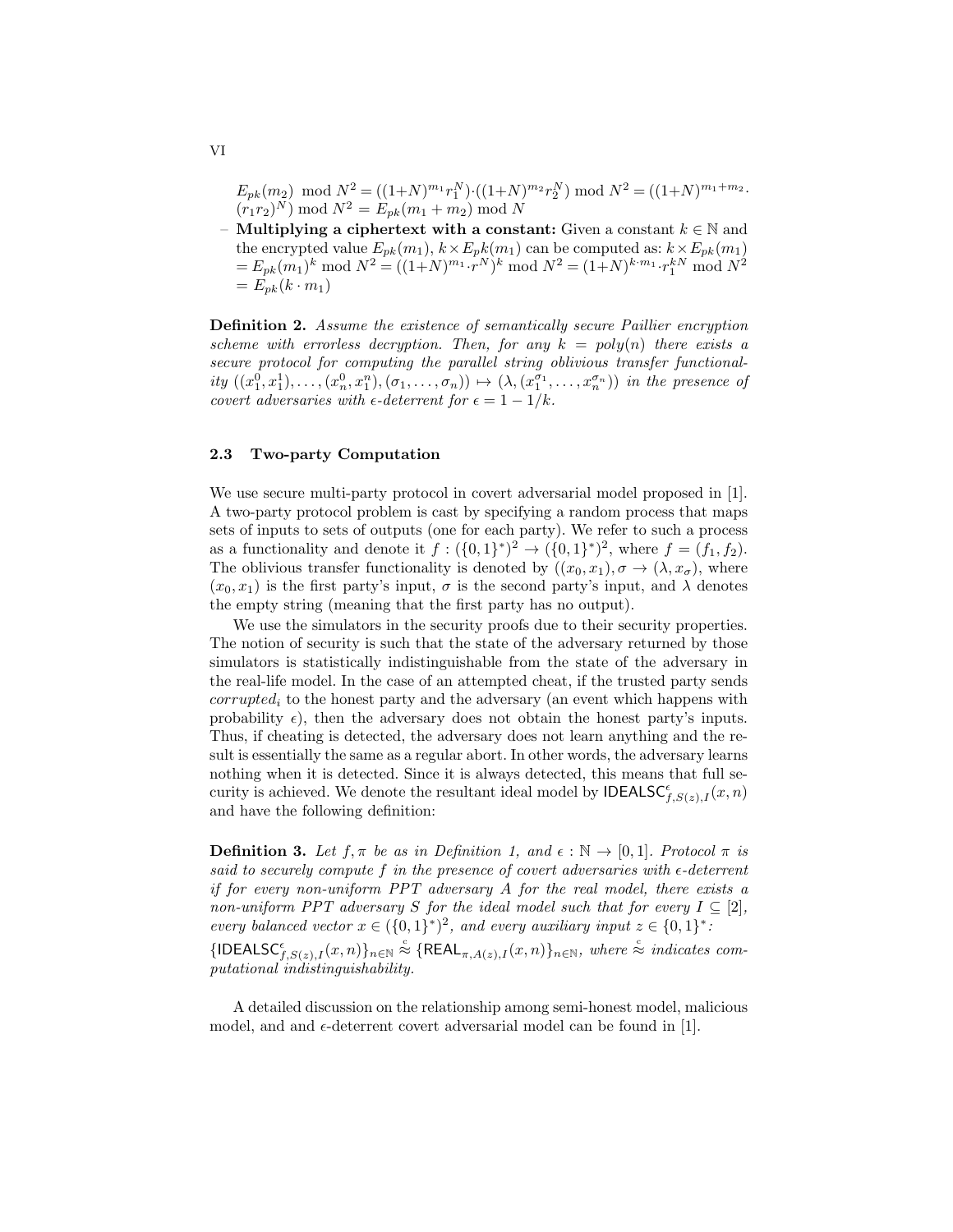$E_{pk}(m_2) \bmod N^2 = ((1+N)^{m_1} r_1^N) \cdot ((1+N)^{m_2} r_2^N) \bmod N^2 = ((1+N)^{m_1+m_2} \cdot (r_1 r_2)^N) \bmod N^2 = E_{pk}(m_1 + m_2) \bmod N$

– **Multiplying a ciphertext with a constant:** Given a constant $k \in \mathbb{N}$ and the encrypted value $E_{pk}(m_1)$, $k \times E_pk(m_1)$ can be computed as: $k \times E_{pk}(m_1) = E_{pk}(m_1)^k \bmod N^2 = ((1+N)^{m_1} \cdot r^N)^k \bmod N^2 = (1+N)^{k \cdot m_1} \cdot r_1^{kN} \bmod N^2 = E_{pk}(k \cdot m_1)$

**Definition 2.** *Assume the existence of semantically secure Paillier encryption scheme with errorless decryption. Then, for any $k = poly(n)$ there exists a secure protocol for computing the parallel string oblivious transfer functionality $((x_1^0, x_1^1), \ldots, (x_n^0, x_n^1), (\sigma_1, \ldots, \sigma_n)) \mapsto (\lambda, (x_1^{\sigma_1}, \ldots, x_n^{\sigma_n}))$ in the presence of covert adversaries with $\epsilon$-deterrent for $\epsilon = 1 - 1/k$.*

### 2.3 Two-party Computation

We use secure multi-party protocol in covert adversarial model proposed in [1]. A two-party protocol problem is cast by specifying a random process that maps sets of inputs to sets of outputs (one for each party). We refer to such a process as a functionality and denote it $f : (\{0,1\}^*)^2 \to (\{0,1\}^*)^2$, where $f = (f_1, f_2)$. The oblivious transfer functionality is denoted by $((x_0, x_1), \sigma \to (\lambda, x_\sigma)$, where $(x_0, x_1)$ is the first party's input, $\sigma$ is the second party's input, and $\lambda$ denotes the empty string (meaning that the first party has no output).

We use the simulators in the security proofs due to their security properties. The notion of security is such that the state of the adversary returned by those simulators is statistically indistinguishable from the state of the adversary in the real-life model. In the case of an attempted cheat, if the trusted party sends $corrupted_i$ to the honest party and the adversary (an event which happens with probability $\epsilon$), then the adversary does not obtain the honest party's inputs. Thus, if cheating is detected, the adversary does not learn anything and the result is essentially the same as a regular abort. In other words, the adversary learns nothing when it is detected. Since it is always detected, this means that full security is achieved. We denote the resultant ideal model by $\mathsf{IDEALSC}^{\epsilon}_{f,S(z),I}(x,n)$ and have the following definition:

**Definition 3.** *Let $f, \pi$ be as in Definition 1, and $\epsilon : \mathbb{N} \to [0,1]$. Protocol $\pi$ is said to securely compute $f$ in the presence of covert adversaries with $\epsilon$-deterrent if for every non-uniform PPT adversary $A$ for the real model, there exists a non-uniform PPT adversary $S$ for the ideal model such that for every $I \subseteq [2]$, every balanced vector $x \in (\{0,1\}^*)^2$, and every auxiliary input $z \in \{0,1\}^*$: $\{\mathsf{IDEALSC}^{\epsilon}_{f,S(z),I}(x,n)\}_{n\in\mathbb{N}} \stackrel{c}{\approx} \{\mathsf{REAL}_{\pi,A(z),I}(x,n)\}_{n\in\mathbb{N}}$, where $\stackrel{c}{\approx}$ indicates computational indistinguishability.*

A detailed discussion on the relationship among semi-honest model, malicious model, and and $\epsilon$-deterrent covert adversarial model can be found in [1].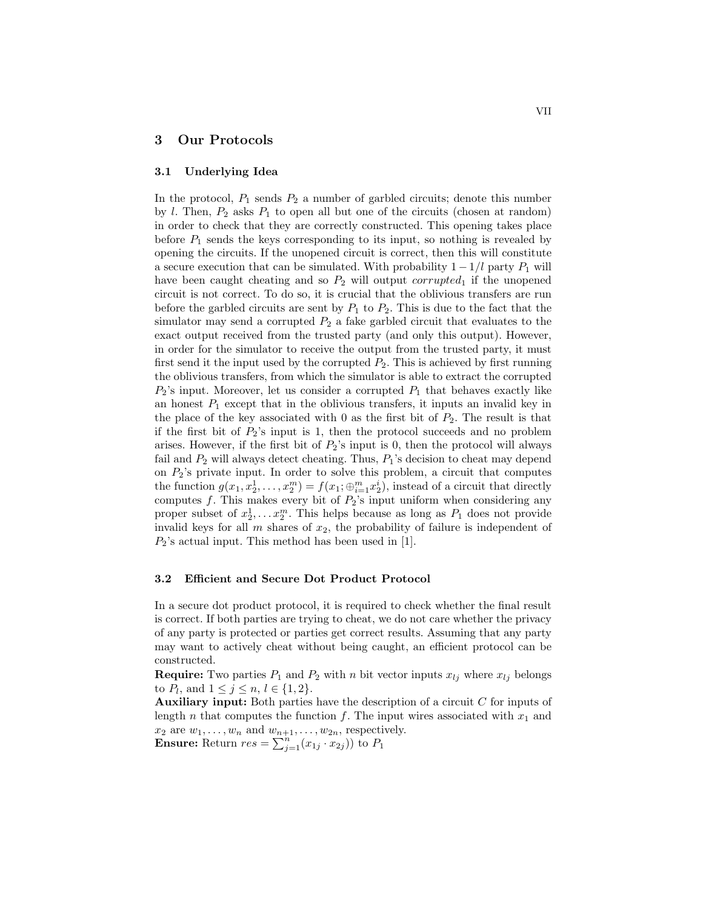## 3 Our Protocols

### 3.1 Underlying Idea

In the protocol, $P_1$ sends $P_2$ a number of garbled circuits; denote this number by $l$. Then, $P_2$ asks $P_1$ to open all but one of the circuits (chosen at random) in order to check that they are correctly constructed. This opening takes place before $P_1$ sends the keys corresponding to its input, so nothing is revealed by opening the circuits. If the unopened circuit is correct, then this will constitute a secure execution that can be simulated. With probability $1 - 1/l$ party $P_1$ will have been caught cheating and so $P_2$ will output *corrupted*$_1$ if the unopened circuit is not correct. To do so, it is crucial that the oblivious transfers are run before the garbled circuits are sent by $P_1$ to $P_2$. This is due to the fact that the simulator may send a corrupted $P_2$ a fake garbled circuit that evaluates to the exact output received from the trusted party (and only this output). However, in order for the simulator to receive the output from the trusted party, it must first send it the input used by the corrupted $P_2$. This is achieved by first running the oblivious transfers, from which the simulator is able to extract the corrupted $P_2$'s input. Moreover, let us consider a corrupted $P_1$ that behaves exactly like an honest $P_1$ except that in the oblivious transfers, it inputs an invalid key in the place of the key associated with 0 as the first bit of $P_2$. The result is that if the first bit of $P_2$'s input is 1, then the protocol succeeds and no problem arises. However, if the first bit of $P_2$'s input is 0, then the protocol will always fail and $P_2$ will always detect cheating. Thus, $P_1$'s decision to cheat may depend on $P_2$'s private input. In order to solve this problem, a circuit that computes the function $g(x_1, x_2^1, \ldots, x_2^m) = f(x_1; \oplus_{i=1}^m x_2^i)$, instead of a circuit that directly computes $f$. This makes every bit of $P_2$'s input uniform when considering any proper subset of $x_2^1, \ldots x_2^m$. This helps because as long as $P_1$ does not provide invalid keys for all $m$ shares of $x_2$, the probability of failure is independent of $P_2$'s actual input. This method has been used in [1].

### 3.2 Efficient and Secure Dot Product Protocol

In a secure dot product protocol, it is required to check whether the final result is correct. If both parties are trying to cheat, we do not care whether the privacy of any party is protected or parties get correct results. Assuming that any party may want to actively cheat without being caught, an efficient protocol can be constructed.

**Require:** Two parties $P_1$ and $P_2$ with $n$ bit vector inputs $x_{lj}$ where $x_{lj}$ belongs to $P_l$, and $1 \leq j \leq n$, $l \in \{1, 2\}$.

**Auxiliary input:** Both parties have the description of a circuit $C$ for inputs of length $n$ that computes the function $f$. The input wires associated with $x_1$ and $x_2$ are $w_1, \ldots, w_n$ and $w_{n+1}, \ldots, w_{2n}$, respectively.

**Ensure:** Return $res = \sum_{j=1}^{n}(x_{1j} \cdot x_{2j}))$ to $P_1$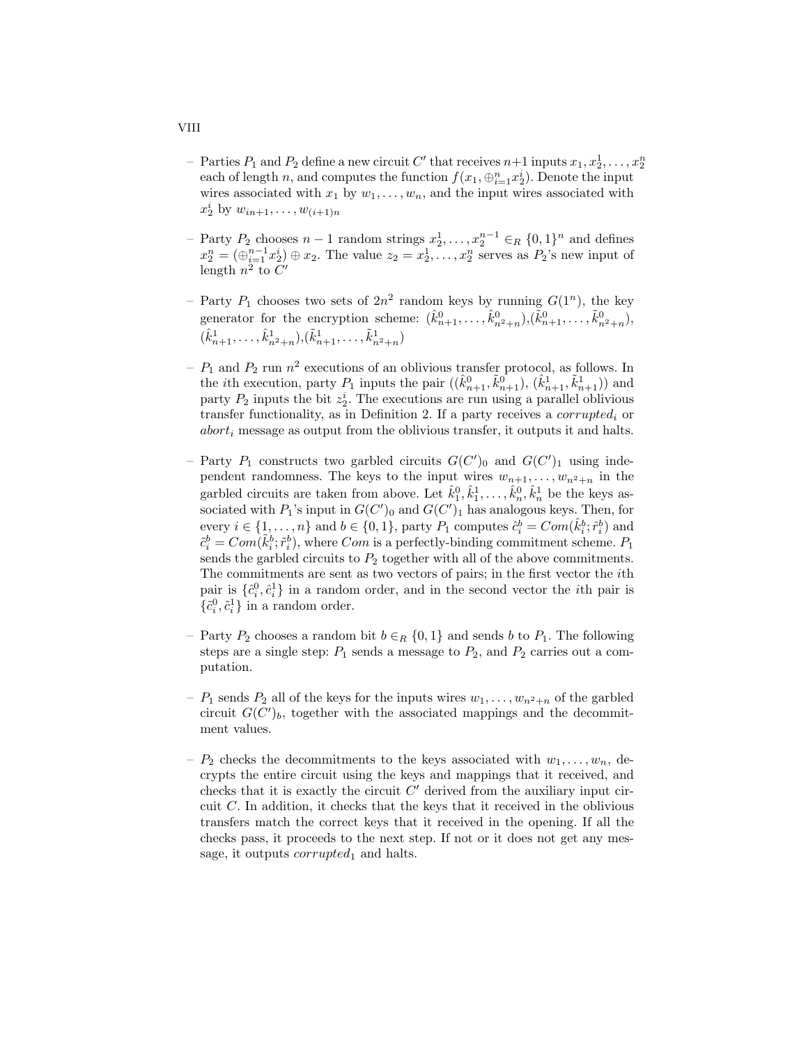- Parties $P_1$ and $P_2$ define a new circuit $C'$ that receives $n+1$ inputs $x_1, x_2^1, \ldots, x_2^n$ each of length $n$, and computes the function $f(x_1, \oplus_{i=1}^n x_2^i)$. Denote the input wires associated with $x_1$ by $w_1, \ldots, w_n$, and the input wires associated with $x_2^i$ by $w_{in+1}, \ldots, w_{(i+1)n}$

- Party $P_2$ chooses $n-1$ random strings $x_2^1, \ldots, x_2^{n-1} \in_R \{0,1\}^n$ and defines $x_2^n = (\oplus_{i=1}^{n-1} x_2^i) \oplus x_2$. The value $z_2 = x_2^1, \ldots, x_2^n$ serves as $P_2$'s new input of length $n^2$ to $C'$

- Party $P_1$ chooses two sets of $2n^2$ random keys by running $G(1^n)$, the key generator for the encryption scheme: $(\hat{k}_{n+1}^0, \ldots, \hat{k}_{n^2+n}^0), (\tilde{k}_{n+1}^0, \ldots, \tilde{k}_{n^2+n}^0)$, $(\hat{k}_{n+1}^1, \ldots, \hat{k}_{n^2+n}^1), (\tilde{k}_{n+1}^1, \ldots, \tilde{k}_{n^2+n}^1)$

- $P_1$ and $P_2$ run $n^2$ executions of an oblivious transfer protocol, as follows. In the $i$th execution, party $P_1$ inputs the pair $((\hat{k}_{n+1}^0, \tilde{k}_{n+1}^0), (\hat{k}_{n+1}^1, \tilde{k}_{n+1}^1))$ and party $P_2$ inputs the bit $z_2^i$. The executions are run using a parallel oblivious transfer functionality, as in Definition 2. If a party receives a $corrupted_i$ or $abort_i$ message as output from the oblivious transfer, it outputs it and halts.

- Party $P_1$ constructs two garbled circuits $G(C')_0$ and $G(C')_1$ using independent randomness. The keys to the input wires $w_{n+1}, \ldots, w_{n^2+n}$ in the garbled circuits are taken from above. Let $\hat{k}_1^0, \hat{k}_1^1, \ldots, \hat{k}_n^0, \hat{k}_n^1$ be the keys associated with $P_1$'s input in $G(C')_0$ and $G(C')_1$ has analogous keys. Then, for every $i \in \{1, \ldots, n\}$ and $b \in \{0,1\}$, party $P_1$ computes $\hat{c}_i^b = Com(\hat{k}_i^b; \hat{r}_i^b)$ and $\tilde{c}_i^b = Com(\tilde{k}_i^b; \tilde{r}_i^b)$, where $Com$ is a perfectly-binding commitment scheme. $P_1$ sends the garbled circuits to $P_2$ together with all of the above commitments. The commitments are sent as two vectors of pairs; in the first vector the $i$th pair is $\{\hat{c}_i^0, \hat{c}_i^1\}$ in a random order, and in the second vector the $i$th pair is $\{\tilde{c}_i^0, \tilde{c}_i^1\}$ in a random order.

- Party $P_2$ chooses a random bit $b \in_R \{0,1\}$ and sends $b$ to $P_1$. The following steps are a single step: $P_1$ sends a message to $P_2$, and $P_2$ carries out a computation.

- $P_1$ sends $P_2$ all of the keys for the inputs wires $w_1, \ldots, w_{n^2+n}$ of the garbled circuit $G(C')_b$, together with the associated mappings and the decommitment values.

- $P_2$ checks the decommitments to the keys associated with $w_1, \ldots, w_n$, decrypts the entire circuit using the keys and mappings that it received, and checks that it is exactly the circuit $C'$ derived from the auxiliary input circuit $C$. In addition, it checks that the keys that it received in the oblivious transfers match the correct keys that it received in the opening. If all the checks pass, it proceeds to the next step. If not or it does not get any message, it outputs $corrupted_1$ and halts.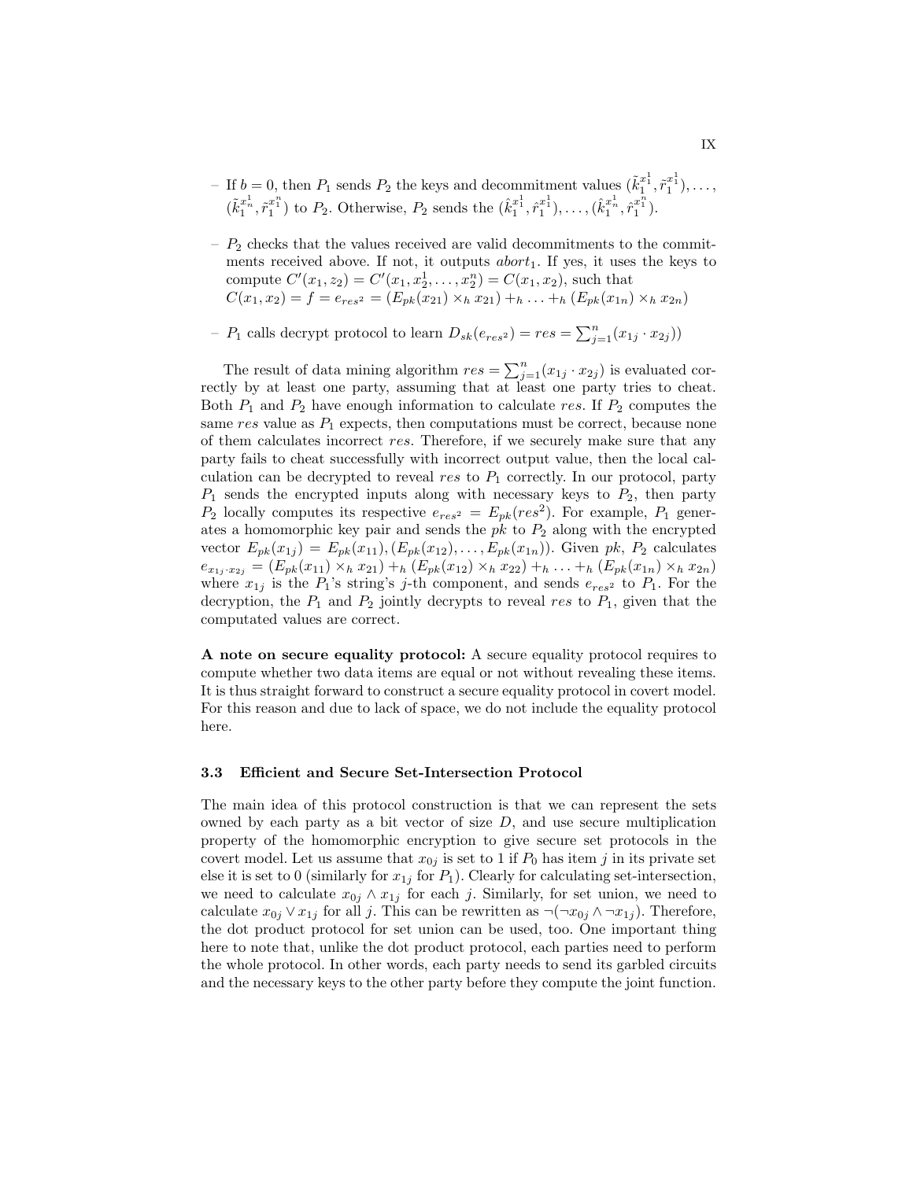- If $b = 0$, then $P_1$ sends $P_2$ the keys and decommitment values $(\tilde{k}_1^{x_1^1}, \tilde{r}_1^{x_1^1}), \ldots, (\tilde{k}_1^{x_n^1}, \tilde{r}_1^{x_1^n})$ to $P_2$. Otherwise, $P_2$ sends the $(\hat{k}_1^{x_1^1}, \hat{r}_1^{x_1^1}), \ldots, (\hat{k}_1^{x_n^1}, \hat{r}_1^{x_1^n})$.
- $P_2$ checks that the values received are valid decommitments to the commitments received above. If not, it outputs $abort_1$. If yes, it uses the keys to compute $C'(x_1, z_2) = C'(x_1, x_2^1, \ldots, x_2^n) = C(x_1, x_2)$, such that $C(x_1, x_2) = f = e_{res^2} = (E_{pk}(x_{21}) \times_h x_{21}) +_h \ldots +_h (E_{pk}(x_{1n}) \times_h x_{2n})$
- $P_1$ calls decrypt protocol to learn $D_{sk}(e_{res^2}) = res = \sum_{j=1}^{n}(x_{1j} \cdot x_{2j}))$

The result of data mining algorithm $res = \sum_{j=1}^{n}(x_{1j} \cdot x_{2j})$ is evaluated correctly by at least one party, assuming that at least one party tries to cheat. Both $P_1$ and $P_2$ have enough information to calculate $res$. If $P_2$ computes the same $res$ value as $P_1$ expects, then computations must be correct, because none of them calculates incorrect $res$. Therefore, if we securely make sure that any party fails to cheat successfully with incorrect output value, then the local calculation can be decrypted to reveal $res$ to $P_1$ correctly. In our protocol, party $P_1$ sends the encrypted inputs along with necessary keys to $P_2$, then party $P_2$ locally computes its respective $e_{res^2} = E_{pk}(res^2)$. For example, $P_1$ generates a homomorphic key pair and sends the $pk$ to $P_2$ along with the encrypted vector $E_{pk}(x_{1j}) = E_{pk}(x_{11}), (E_{pk}(x_{12}), \ldots, E_{pk}(x_{1n}))$. Given $pk$, $P_2$ calculates $e_{x_{1j} \cdot x_{2j}} = (E_{pk}(x_{11}) \times_h x_{21}) +_h (E_{pk}(x_{12}) \times_h x_{22}) +_h \ldots +_h (E_{pk}(x_{1n}) \times_h x_{2n})$ where $x_{1j}$ is the $P_1$'s string's $j$-th component, and sends $e_{res^2}$ to $P_1$. For the decryption, the $P_1$ and $P_2$ jointly decrypts to reveal $res$ to $P_1$, given that the computated values are correct.

**A note on secure equality protocol:** A secure equality protocol requires to compute whether two data items are equal or not without revealing these items. It is thus straight forward to construct a secure equality protocol in covert model. For this reason and due to lack of space, we do not include the equality protocol here.

### 3.3 Efficient and Secure Set-Intersection Protocol

The main idea of this protocol construction is that we can represent the sets owned by each party as a bit vector of size $D$, and use secure multiplication property of the homomorphic encryption to give secure set protocols in the covert model. Let us assume that $x_{0j}$ is set to 1 if $P_0$ has item $j$ in its private set else it is set to 0 (similarly for $x_{1j}$ for $P_1$). Clearly for calculating set-intersection, we need to calculate $x_{0j} \wedge x_{1j}$ for each $j$. Similarly, for set union, we need to calculate $x_{0j} \vee x_{1j}$ for all $j$. This can be rewritten as $\neg(\neg x_{0j} \wedge \neg x_{1j})$. Therefore, the dot product protocol for set union can be used, too. One important thing here to note that, unlike the dot product protocol, each parties need to perform the whole protocol. In other words, each party needs to send its garbled circuits and the necessary keys to the other party before they compute the joint function.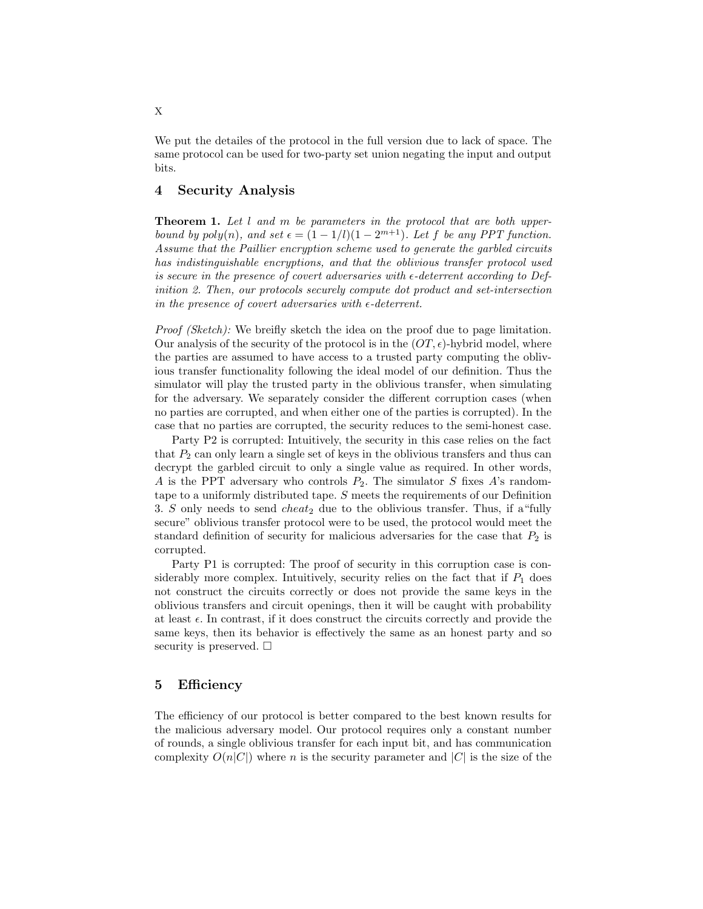We put the detailes of the protocol in the full version due to lack of space. The same protocol can be used for two-party set union negating the input and output bits.

## 4 Security Analysis

**Theorem 1.** *Let $l$ and $m$ be parameters in the protocol that are both upper-bound by poly$(n)$, and set $\epsilon = (1 - 1/l)(1 - 2^{m+1})$. Let $f$ be any PPT function. Assume that the Paillier encryption scheme used to generate the garbled circuits has indistinguishable encryptions, and that the oblivious transfer protocol used is secure in the presence of covert adversaries with $\epsilon$-deterrent according to Definition 2. Then, our protocols securely compute dot product and set-intersection in the presence of covert adversaries with $\epsilon$-deterrent.*

*Proof (Sketch):* We breifly sketch the idea on the proof due to page limitation. Our analysis of the security of the protocol is in the $(OT, \epsilon)$-hybrid model, where the parties are assumed to have access to a trusted party computing the oblivious transfer functionality following the ideal model of our definition. Thus the simulator will play the trusted party in the oblivious transfer, when simulating for the adversary. We separately consider the different corruption cases (when no parties are corrupted, and when either one of the parties is corrupted). In the case that no parties are corrupted, the security reduces to the semi-honest case.

Party P2 is corrupted: Intuitively, the security in this case relies on the fact that $P_2$ can only learn a single set of keys in the oblivious transfers and thus can decrypt the garbled circuit to only a single value as required. In other words, $A$ is the PPT adversary who controls $P_2$. The simulator $S$ fixes $A$'s random-tape to a uniformly distributed tape. $S$ meets the requirements of our Definition 3. $S$ only needs to send $cheat_2$ due to the oblivious transfer. Thus, if a "fully secure" oblivious transfer protocol were to be used, the protocol would meet the standard definition of security for malicious adversaries for the case that $P_2$ is corrupted.

Party P1 is corrupted: The proof of security in this corruption case is considerably more complex. Intuitively, security relies on the fact that if $P_1$ does not construct the circuits correctly or does not provide the same keys in the oblivious transfers and circuit openings, then it will be caught with probability at least $\epsilon$. In contrast, if it does construct the circuits correctly and provide the same keys, then its behavior is effectively the same as an honest party and so security is preserved. □

## 5 Efficiency

The efficiency of our protocol is better compared to the best known results for the malicious adversary model. Our protocol requires only a constant number of rounds, a single oblivious transfer for each input bit, and has communication complexity $O(n|C|)$ where $n$ is the security parameter and $|C|$ is the size of the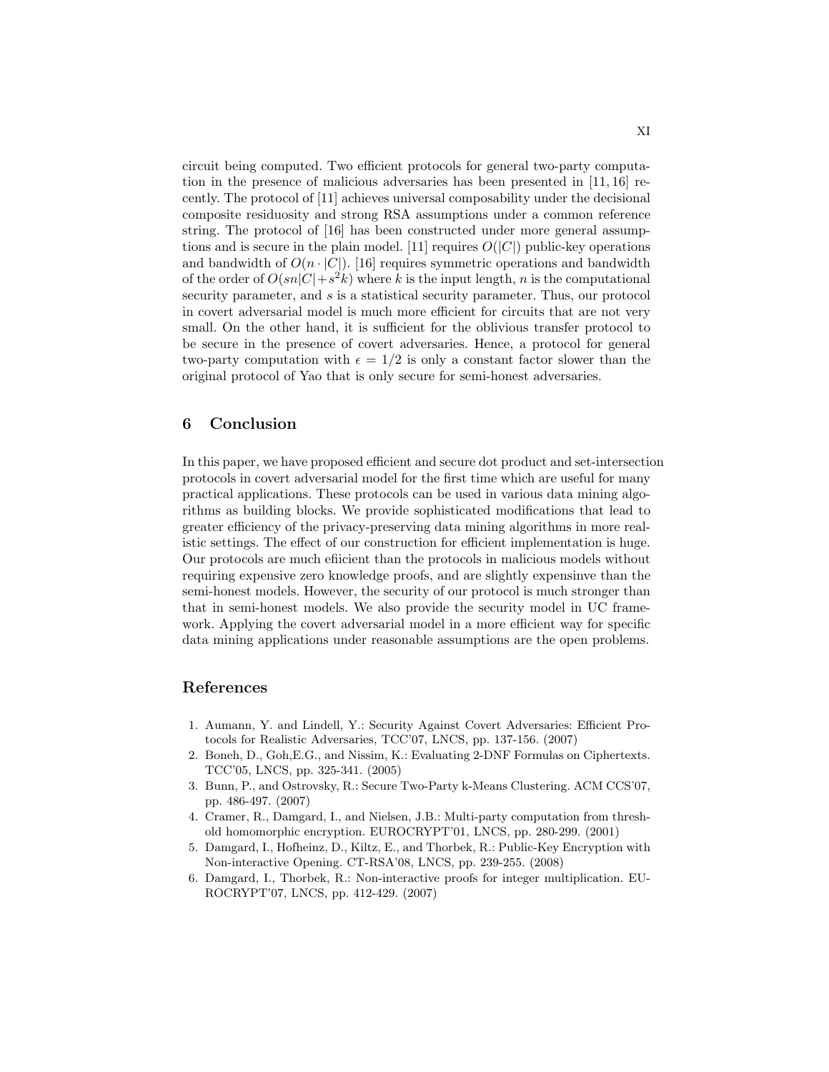circuit being computed. Two efficient protocols for general two-party computation in the presence of malicious adversaries has been presented in [11, 16] recently. The protocol of [11] achieves universal composability under the decisional composite residuosity and strong RSA assumptions under a common reference string. The protocol of [16] has been constructed under more general assumptions and is secure in the plain model. [11] requires $O(|C|)$ public-key operations and bandwidth of $O(n \cdot |C|)$. [16] requires symmetric operations and bandwidth of the order of $O(sn|C|+s^2k)$ where $k$ is the input length, $n$ is the computational security parameter, and $s$ is a statistical security parameter. Thus, our protocol in covert adversarial model is much more efficient for circuits that are not very small. On the other hand, it is sufficient for the oblivious transfer protocol to be secure in the presence of covert adversaries. Hence, a protocol for general two-party computation with $\epsilon = 1/2$ is only a constant factor slower than the original protocol of Yao that is only secure for semi-honest adversaries.

## 6 Conclusion

In this paper, we have proposed efficient and secure dot product and set-intersection protocols in covert adversarial model for the first time which are useful for many practical applications. These protocols can be used in various data mining algorithms as building blocks. We provide sophisticated modifications that lead to greater efficiency of the privacy-preserving data mining algorithms in more realistic settings. The effect of our construction for efficient implementation is huge. Our protocols are much efiicient than the protocols in malicious models without requiring expensive zero knowledge proofs, and are slightly expensinve than the semi-honest models. However, the security of our protocol is much stronger than that in semi-honest models. We also provide the security model in UC framework. Applying the covert adversarial model in a more efficient way for specific data mining applications under reasonable assumptions are the open problems.

## References

1. Aumann, Y. and Lindell, Y.: Security Against Covert Adversaries: Efficient Protocols for Realistic Adversaries, TCC'07, LNCS, pp. 137-156. (2007)
2. Boneh, D., Goh,E.G., and Nissim, K.: Evaluating 2-DNF Formulas on Ciphertexts. TCC'05, LNCS, pp. 325-341. (2005)
3. Bunn, P., and Ostrovsky, R.: Secure Two-Party k-Means Clustering. ACM CCS'07, pp. 486-497. (2007)
4. Cramer, R., Damgard, I., and Nielsen, J.B.: Multi-party computation from threshold homomorphic encryption. EUROCRYPT'01, LNCS, pp. 280-299. (2001)
5. Damgard, I., Hofheinz, D., Kiltz, E., and Thorbek, R.: Public-Key Encryption with Non-interactive Opening. CT-RSA'08, LNCS, pp. 239-255. (2008)
6. Damgard, I., Thorbek, R.: Non-interactive proofs for integer multiplication. EUROCRYPT'07, LNCS, pp. 412-429. (2007)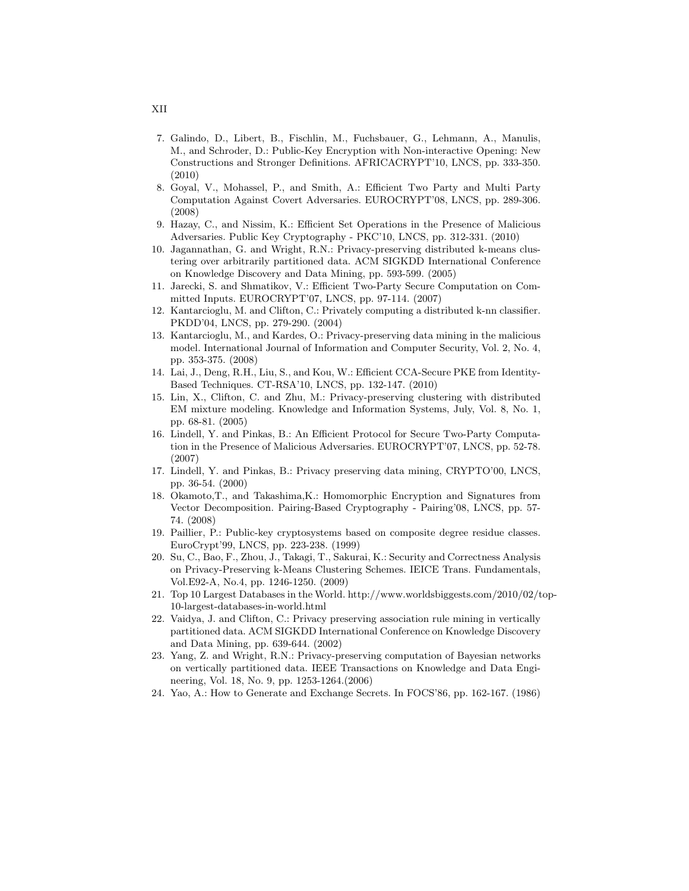7. Galindo, D., Libert, B., Fischlin, M., Fuchsbauer, G., Lehmann, A., Manulis, M., and Schroder, D.: Public-Key Encryption with Non-interactive Opening: New Constructions and Stronger Definitions. AFRICACRYPT'10, LNCS, pp. 333-350. (2010)
8. Goyal, V., Mohassel, P., and Smith, A.: Efficient Two Party and Multi Party Computation Against Covert Adversaries. EUROCRYPT'08, LNCS, pp. 289-306. (2008)
9. Hazay, C., and Nissim, K.: Efficient Set Operations in the Presence of Malicious Adversaries. Public Key Cryptography - PKC'10, LNCS, pp. 312-331. (2010)
10. Jagannathan, G. and Wright, R.N.: Privacy-preserving distributed k-means clustering over arbitrarily partitioned data. ACM SIGKDD International Conference on Knowledge Discovery and Data Mining, pp. 593-599. (2005)
11. Jarecki, S. and Shmatikov, V.: Efficient Two-Party Secure Computation on Committed Inputs. EUROCRYPT'07, LNCS, pp. 97-114. (2007)
12. Kantarcioglu, M. and Clifton, C.: Privately computing a distributed k-nn classifier. PKDD'04, LNCS, pp. 279-290. (2004)
13. Kantarcioglu, M., and Kardes, O.: Privacy-preserving data mining in the malicious model. International Journal of Information and Computer Security, Vol. 2, No. 4, pp. 353-375. (2008)
14. Lai, J., Deng, R.H., Liu, S., and Kou, W.: Efficient CCA-Secure PKE from Identity-Based Techniques. CT-RSA'10, LNCS, pp. 132-147. (2010)
15. Lin, X., Clifton, C. and Zhu, M.: Privacy-preserving clustering with distributed EM mixture modeling. Knowledge and Information Systems, July, Vol. 8, No. 1, pp. 68-81. (2005)
16. Lindell, Y. and Pinkas, B.: An Efficient Protocol for Secure Two-Party Computation in the Presence of Malicious Adversaries. EUROCRYPT'07, LNCS, pp. 52-78. (2007)
17. Lindell, Y. and Pinkas, B.: Privacy preserving data mining, CRYPTO'00, LNCS, pp. 36-54. (2000)
18. Okamoto,T., and Takashima,K.: Homomorphic Encryption and Signatures from Vector Decomposition. Pairing-Based Cryptography - Pairing'08, LNCS, pp. 57-74. (2008)
19. Paillier, P.: Public-key cryptosystems based on composite degree residue classes. EuroCrypt'99, LNCS, pp. 223-238. (1999)
20. Su, C., Bao, F., Zhou, J., Takagi, T., Sakurai, K.: Security and Correctness Analysis on Privacy-Preserving k-Means Clustering Schemes. IEICE Trans. Fundamentals, Vol.E92-A, No.4, pp. 1246-1250. (2009)
21. Top 10 Largest Databases in the World. http://www.worldsbiggests.com/2010/02/top-10-largest-databases-in-world.html
22. Vaidya, J. and Clifton, C.: Privacy preserving association rule mining in vertically partitioned data. ACM SIGKDD International Conference on Knowledge Discovery and Data Mining, pp. 639-644. (2002)
23. Yang, Z. and Wright, R.N.: Privacy-preserving computation of Bayesian networks on vertically partitioned data. IEEE Transactions on Knowledge and Data Engineering, Vol. 18, No. 9, pp. 1253-1264.(2006)
24. Yao, A.: How to Generate and Exchange Secrets. In FOCS'86, pp. 162-167. (1986)